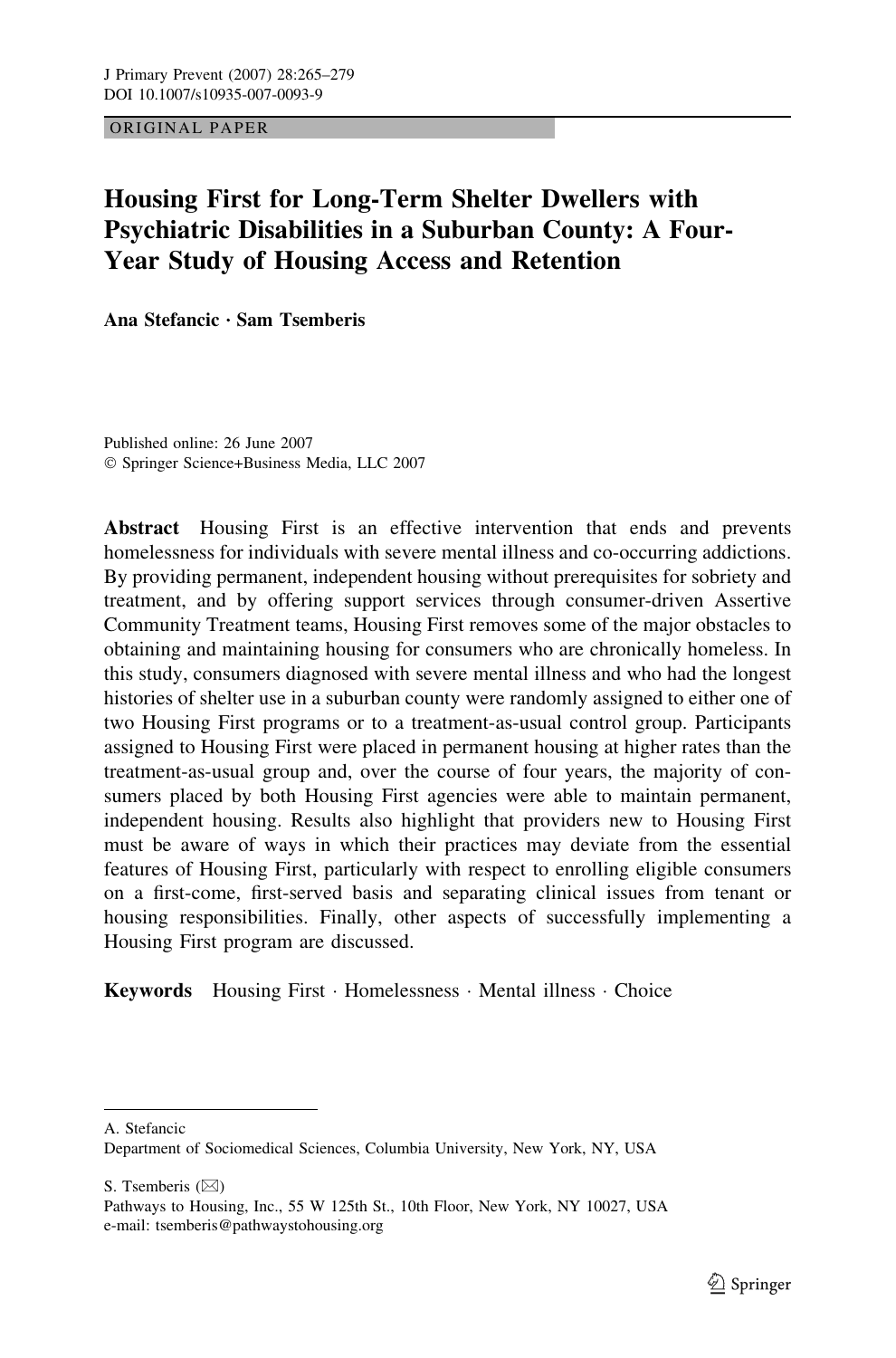ORIGINAL PAPER

# Housing First for Long-Term Shelter Dwellers with Psychiatric Disabilities in a Suburban County: A Four-Year Study of Housing Access and Retention

**Ana Stefancic · Sam Tsemberis**

Published online: 26 June 2007
© Springer Science+Business Media, LLC 2007

**Abstract** Housing First is an effective intervention that ends and prevents homelessness for individuals with severe mental illness and co-occurring addictions. By providing permanent, independent housing without prerequisites for sobriety and treatment, and by offering support services through consumer-driven Assertive Community Treatment teams, Housing First removes some of the major obstacles to obtaining and maintaining housing for consumers who are chronically homeless. In this study, consumers diagnosed with severe mental illness and who had the longest histories of shelter use in a suburban county were randomly assigned to either one of two Housing First programs or to a treatment-as-usual control group. Participants assigned to Housing First were placed in permanent housing at higher rates than the treatment-as-usual group and, over the course of four years, the majority of consumers placed by both Housing First agencies were able to maintain permanent, independent housing. Results also highlight that providers new to Housing First must be aware of ways in which their practices may deviate from the essential features of Housing First, particularly with respect to enrolling eligible consumers on a first-come, first-served basis and separating clinical issues from tenant or housing responsibilities. Finally, other aspects of successfully implementing a Housing First program are discussed.

**Keywords** Housing First · Homelessness · Mental illness · Choice

---

A. Stefancic
Department of Sociomedical Sciences, Columbia University, New York, NY, USA

S. Tsemberis (✉)
Pathways to Housing, Inc., 55 W 125th St., 10th Floor, New York, NY 10027, USA
e-mail: tsemberis@pathwaystohousing.org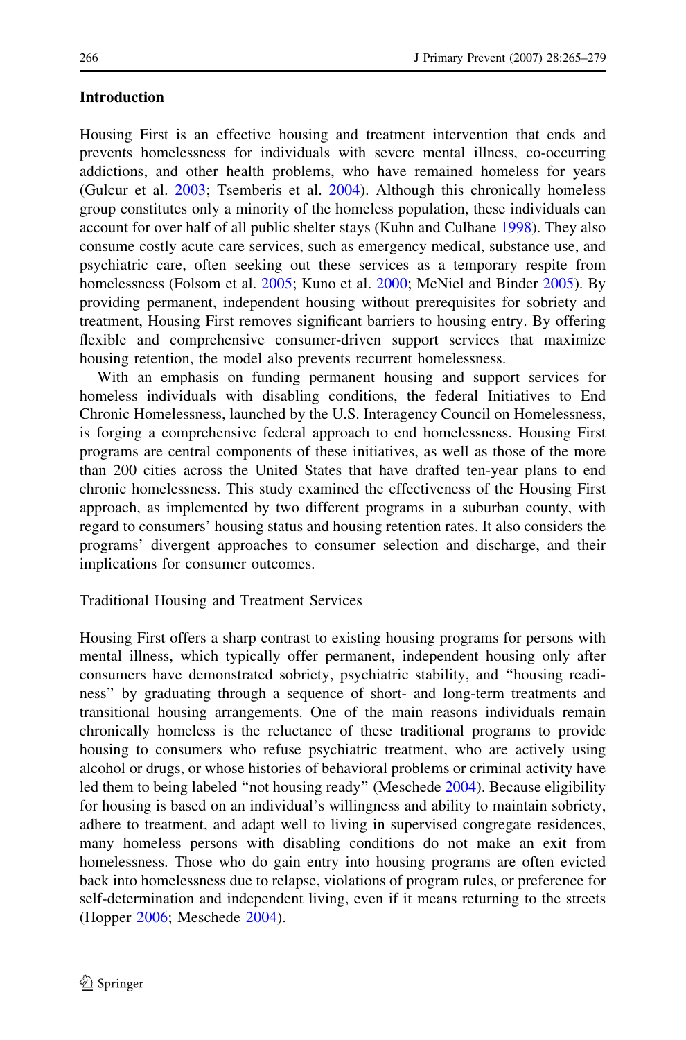## Introduction

Housing First is an effective housing and treatment intervention that ends and prevents homelessness for individuals with severe mental illness, co-occurring addictions, and other health problems, who have remained homeless for years (Gulcur et al. 2003; Tsemberis et al. 2004). Although this chronically homeless group constitutes only a minority of the homeless population, these individuals can account for over half of all public shelter stays (Kuhn and Culhane 1998). They also consume costly acute care services, such as emergency medical, substance use, and psychiatric care, often seeking out these services as a temporary respite from homelessness (Folsom et al. 2005; Kuno et al. 2000; McNiel and Binder 2005). By providing permanent, independent housing without prerequisites for sobriety and treatment, Housing First removes significant barriers to housing entry. By offering flexible and comprehensive consumer-driven support services that maximize housing retention, the model also prevents recurrent homelessness.

With an emphasis on funding permanent housing and support services for homeless individuals with disabling conditions, the federal Initiatives to End Chronic Homelessness, launched by the U.S. Interagency Council on Homelessness, is forging a comprehensive federal approach to end homelessness. Housing First programs are central components of these initiatives, as well as those of the more than 200 cities across the United States that have drafted ten-year plans to end chronic homelessness. This study examined the effectiveness of the Housing First approach, as implemented by two different programs in a suburban county, with regard to consumers' housing status and housing retention rates. It also considers the programs' divergent approaches to consumer selection and discharge, and their implications for consumer outcomes.

### Traditional Housing and Treatment Services

Housing First offers a sharp contrast to existing housing programs for persons with mental illness, which typically offer permanent, independent housing only after consumers have demonstrated sobriety, psychiatric stability, and "housing readiness" by graduating through a sequence of short- and long-term treatments and transitional housing arrangements. One of the main reasons individuals remain chronically homeless is the reluctance of these traditional programs to provide housing to consumers who refuse psychiatric treatment, who are actively using alcohol or drugs, or whose histories of behavioral problems or criminal activity have led them to being labeled "not housing ready" (Meschede 2004). Because eligibility for housing is based on an individual's willingness and ability to maintain sobriety, adhere to treatment, and adapt well to living in supervised congregate residences, many homeless persons with disabling conditions do not make an exit from homelessness. Those who do gain entry into housing programs are often evicted back into homelessness due to relapse, violations of program rules, or preference for self-determination and independent living, even if it means returning to the streets (Hopper 2006; Meschede 2004).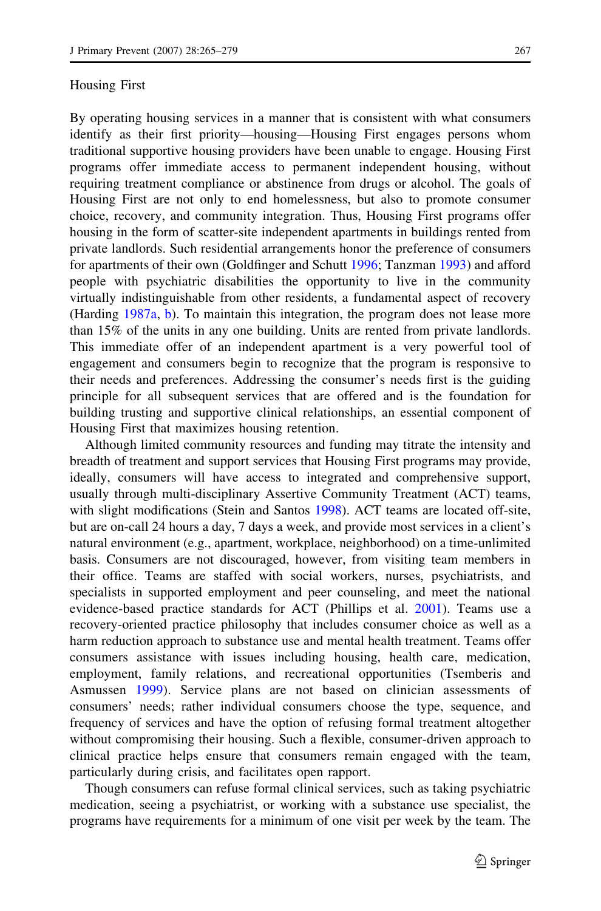## Housing First

By operating housing services in a manner that is consistent with what consumers identify as their first priority—housing—Housing First engages persons whom traditional supportive housing providers have been unable to engage. Housing First programs offer immediate access to permanent independent housing, without requiring treatment compliance or abstinence from drugs or alcohol. The goals of Housing First are not only to end homelessness, but also to promote consumer choice, recovery, and community integration. Thus, Housing First programs offer housing in the form of scatter-site independent apartments in buildings rented from private landlords. Such residential arrangements honor the preference of consumers for apartments of their own (Goldfinger and Schutt 1996; Tanzman 1993) and afford people with psychiatric disabilities the opportunity to live in the community virtually indistinguishable from other residents, a fundamental aspect of recovery (Harding 1987a, b). To maintain this integration, the program does not lease more than 15% of the units in any one building. Units are rented from private landlords. This immediate offer of an independent apartment is a very powerful tool of engagement and consumers begin to recognize that the program is responsive to their needs and preferences. Addressing the consumer's needs first is the guiding principle for all subsequent services that are offered and is the foundation for building trusting and supportive clinical relationships, an essential component of Housing First that maximizes housing retention.

Although limited community resources and funding may titrate the intensity and breadth of treatment and support services that Housing First programs may provide, ideally, consumers will have access to integrated and comprehensive support, usually through multi-disciplinary Assertive Community Treatment (ACT) teams, with slight modifications (Stein and Santos 1998). ACT teams are located off-site, but are on-call 24 hours a day, 7 days a week, and provide most services in a client's natural environment (e.g., apartment, workplace, neighborhood) on a time-unlimited basis. Consumers are not discouraged, however, from visiting team members in their office. Teams are staffed with social workers, nurses, psychiatrists, and specialists in supported employment and peer counseling, and meet the national evidence-based practice standards for ACT (Phillips et al. 2001). Teams use a recovery-oriented practice philosophy that includes consumer choice as well as a harm reduction approach to substance use and mental health treatment. Teams offer consumers assistance with issues including housing, health care, medication, employment, family relations, and recreational opportunities (Tsemberis and Asmussen 1999). Service plans are not based on clinician assessments of consumers' needs; rather individual consumers choose the type, sequence, and frequency of services and have the option of refusing formal treatment altogether without compromising their housing. Such a flexible, consumer-driven approach to clinical practice helps ensure that consumers remain engaged with the team, particularly during crisis, and facilitates open rapport.

Though consumers can refuse formal clinical services, such as taking psychiatric medication, seeing a psychiatrist, or working with a substance use specialist, the programs have requirements for a minimum of one visit per week by the team. The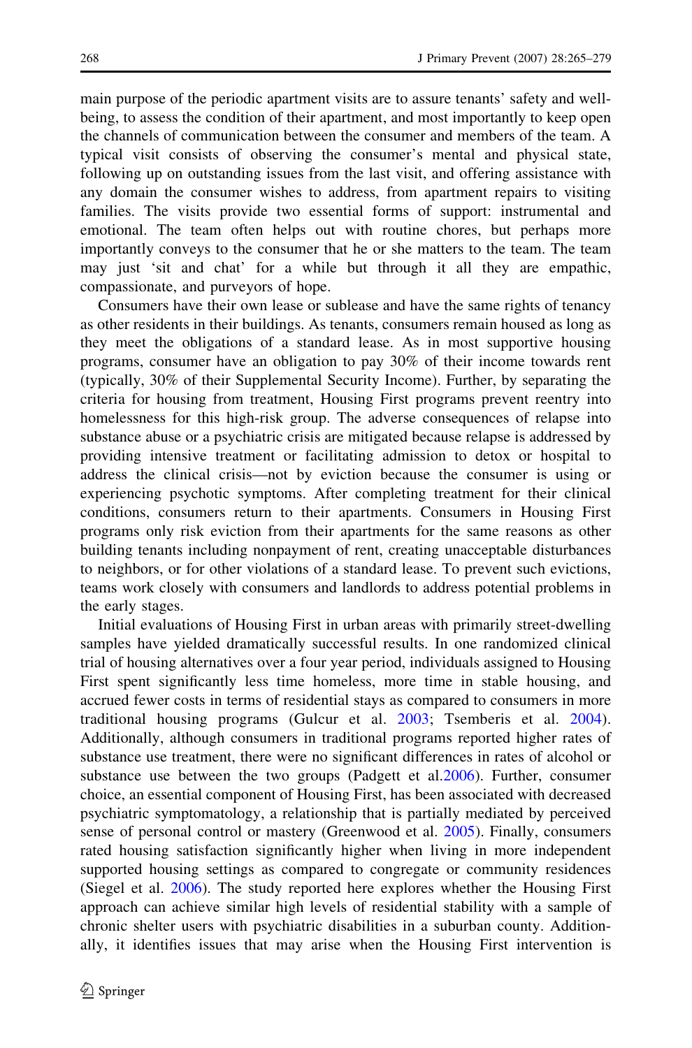main purpose of the periodic apartment visits are to assure tenants' safety and well-being, to assess the condition of their apartment, and most importantly to keep open the channels of communication between the consumer and members of the team. A typical visit consists of observing the consumer's mental and physical state, following up on outstanding issues from the last visit, and offering assistance with any domain the consumer wishes to address, from apartment repairs to visiting families. The visits provide two essential forms of support: instrumental and emotional. The team often helps out with routine chores, but perhaps more importantly conveys to the consumer that he or she matters to the team. The team may just 'sit and chat' for a while but through it all they are empathic, compassionate, and purveyors of hope.

Consumers have their own lease or sublease and have the same rights of tenancy as other residents in their buildings. As tenants, consumers remain housed as long as they meet the obligations of a standard lease. As in most supportive housing programs, consumer have an obligation to pay 30% of their income towards rent (typically, 30% of their Supplemental Security Income). Further, by separating the criteria for housing from treatment, Housing First programs prevent reentry into homelessness for this high-risk group. The adverse consequences of relapse into substance abuse or a psychiatric crisis are mitigated because relapse is addressed by providing intensive treatment or facilitating admission to detox or hospital to address the clinical crisis—not by eviction because the consumer is using or experiencing psychotic symptoms. After completing treatment for their clinical conditions, consumers return to their apartments. Consumers in Housing First programs only risk eviction from their apartments for the same reasons as other building tenants including nonpayment of rent, creating unacceptable disturbances to neighbors, or for other violations of a standard lease. To prevent such evictions, teams work closely with consumers and landlords to address potential problems in the early stages.

Initial evaluations of Housing First in urban areas with primarily street-dwelling samples have yielded dramatically successful results. In one randomized clinical trial of housing alternatives over a four year period, individuals assigned to Housing First spent significantly less time homeless, more time in stable housing, and accrued fewer costs in terms of residential stays as compared to consumers in more traditional housing programs (Gulcur et al. 2003; Tsemberis et al. 2004). Additionally, although consumers in traditional programs reported higher rates of substance use treatment, there were no significant differences in rates of alcohol or substance use between the two groups (Padgett et al.2006). Further, consumer choice, an essential component of Housing First, has been associated with decreased psychiatric symptomatology, a relationship that is partially mediated by perceived sense of personal control or mastery (Greenwood et al. 2005). Finally, consumers rated housing satisfaction significantly higher when living in more independent supported housing settings as compared to congregate or community residences (Siegel et al. 2006). The study reported here explores whether the Housing First approach can achieve similar high levels of residential stability with a sample of chronic shelter users with psychiatric disabilities in a suburban county. Additionally, it identifies issues that may arise when the Housing First intervention is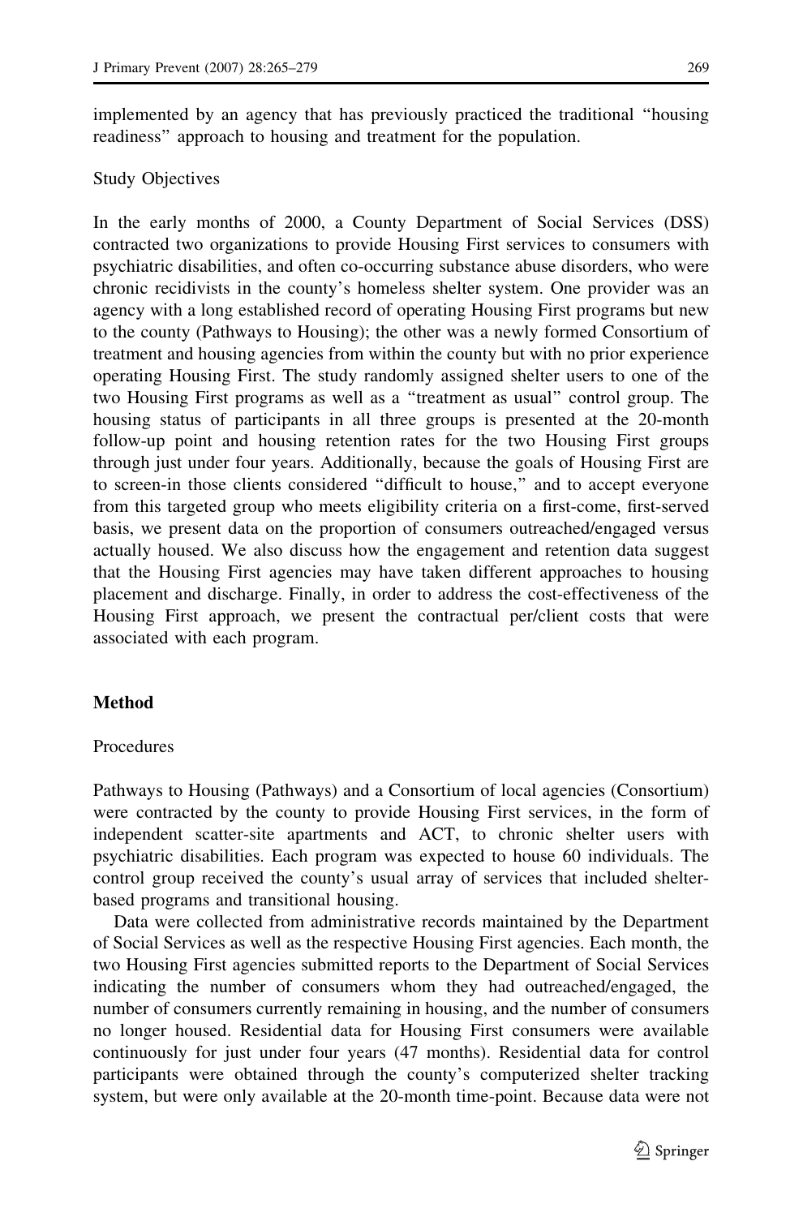implemented by an agency that has previously practiced the traditional "housing readiness" approach to housing and treatment for the population.

### Study Objectives

In the early months of 2000, a County Department of Social Services (DSS) contracted two organizations to provide Housing First services to consumers with psychiatric disabilities, and often co-occurring substance abuse disorders, who were chronic recidivists in the county's homeless shelter system. One provider was an agency with a long established record of operating Housing First programs but new to the county (Pathways to Housing); the other was a newly formed Consortium of treatment and housing agencies from within the county but with no prior experience operating Housing First. The study randomly assigned shelter users to one of the two Housing First programs as well as a "treatment as usual" control group. The housing status of participants in all three groups is presented at the 20-month follow-up point and housing retention rates for the two Housing First groups through just under four years. Additionally, because the goals of Housing First are to screen-in those clients considered "difficult to house," and to accept everyone from this targeted group who meets eligibility criteria on a first-come, first-served basis, we present data on the proportion of consumers outreached/engaged versus actually housed. We also discuss how the engagement and retention data suggest that the Housing First agencies may have taken different approaches to housing placement and discharge. Finally, in order to address the cost-effectiveness of the Housing First approach, we present the contractual per/client costs that were associated with each program.

## Method

### Procedures

Pathways to Housing (Pathways) and a Consortium of local agencies (Consortium) were contracted by the county to provide Housing First services, in the form of independent scatter-site apartments and ACT, to chronic shelter users with psychiatric disabilities. Each program was expected to house 60 individuals. The control group received the county's usual array of services that included shelter-based programs and transitional housing.

Data were collected from administrative records maintained by the Department of Social Services as well as the respective Housing First agencies. Each month, the two Housing First agencies submitted reports to the Department of Social Services indicating the number of consumers whom they had outreached/engaged, the number of consumers currently remaining in housing, and the number of consumers no longer housed. Residential data for Housing First consumers were available continuously for just under four years (47 months). Residential data for control participants were obtained through the county's computerized shelter tracking system, but were only available at the 20-month time-point. Because data were not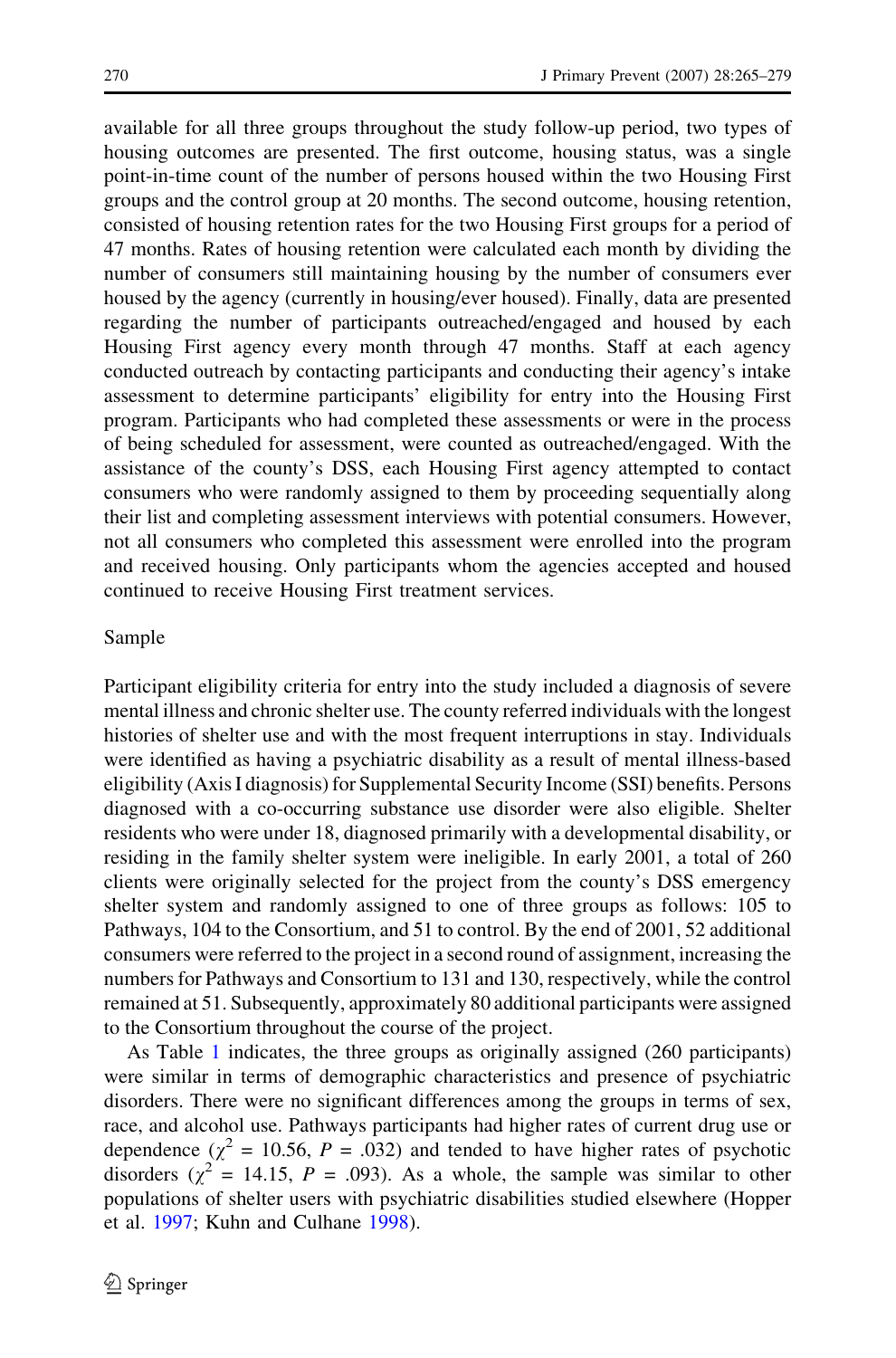available for all three groups throughout the study follow-up period, two types of housing outcomes are presented. The first outcome, housing status, was a single point-in-time count of the number of persons housed within the two Housing First groups and the control group at 20 months. The second outcome, housing retention, consisted of housing retention rates for the two Housing First groups for a period of 47 months. Rates of housing retention were calculated each month by dividing the number of consumers still maintaining housing by the number of consumers ever housed by the agency (currently in housing/ever housed). Finally, data are presented regarding the number of participants outreached/engaged and housed by each Housing First agency every month through 47 months. Staff at each agency conducted outreach by contacting participants and conducting their agency's intake assessment to determine participants' eligibility for entry into the Housing First program. Participants who had completed these assessments or were in the process of being scheduled for assessment, were counted as outreached/engaged. With the assistance of the county's DSS, each Housing First agency attempted to contact consumers who were randomly assigned to them by proceeding sequentially along their list and completing assessment interviews with potential consumers. However, not all consumers who completed this assessment were enrolled into the program and received housing. Only participants whom the agencies accepted and housed continued to receive Housing First treatment services.

## Sample

Participant eligibility criteria for entry into the study included a diagnosis of severe mental illness and chronic shelter use. The county referred individuals with the longest histories of shelter use and with the most frequent interruptions in stay. Individuals were identified as having a psychiatric disability as a result of mental illness-based eligibility (Axis I diagnosis) for Supplemental Security Income (SSI) benefits. Persons diagnosed with a co-occurring substance use disorder were also eligible. Shelter residents who were under 18, diagnosed primarily with a developmental disability, or residing in the family shelter system were ineligible. In early 2001, a total of 260 clients were originally selected for the project from the county's DSS emergency shelter system and randomly assigned to one of three groups as follows: 105 to Pathways, 104 to the Consortium, and 51 to control. By the end of 2001, 52 additional consumers were referred to the project in a second round of assignment, increasing the numbers for Pathways and Consortium to 131 and 130, respectively, while the control remained at 51. Subsequently, approximately 80 additional participants were assigned to the Consortium throughout the course of the project.

As Table 1 indicates, the three groups as originally assigned (260 participants) were similar in terms of demographic characteristics and presence of psychiatric disorders. There were no significant differences among the groups in terms of sex, race, and alcohol use. Pathways participants had higher rates of current drug use or dependence ($\chi^2$ = 10.56, $P$ = .032) and tended to have higher rates of psychotic disorders ($\chi^2$ = 14.15, $P$ = .093). As a whole, the sample was similar to other populations of shelter users with psychiatric disabilities studied elsewhere (Hopper et al. 1997; Kuhn and Culhane 1998).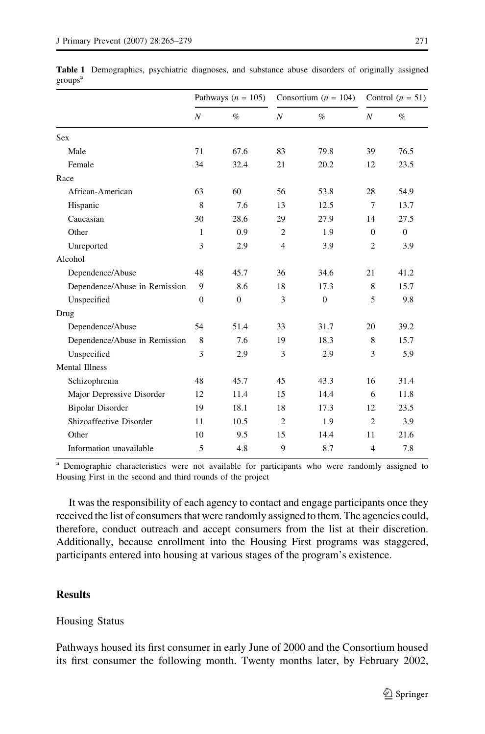**Table 1** Demographics, psychiatric diagnoses, and substance abuse disorders of originally assigned groups[a]

| | Pathways ($n$ = 105) | | Consortium ($n$ = 104) | | Control ($n$ = 51) | |
|---|---|---|---|---|---|---|
| | $N$ | % | $N$ | % | $N$ | % |
| Sex | | | | | | |
| Male | 71 | 67.6 | 83 | 79.8 | 39 | 76.5 |
| Female | 34 | 32.4 | 21 | 20.2 | 12 | 23.5 |
| Race | | | | | | |
| African-American | 63 | 60 | 56 | 53.8 | 28 | 54.9 |
| Hispanic | 8 | 7.6 | 13 | 12.5 | 7 | 13.7 |
| Caucasian | 30 | 28.6 | 29 | 27.9 | 14 | 27.5 |
| Other | 1 | 0.9 | 2 | 1.9 | 0 | 0 |
| Unreported | 3 | 2.9 | 4 | 3.9 | 2 | 3.9 |
| Alcohol | | | | | | |
| Dependence/Abuse | 48 | 45.7 | 36 | 34.6 | 21 | 41.2 |
| Dependence/Abuse in Remission | 9 | 8.6 | 18 | 17.3 | 8 | 15.7 |
| Unspecified | 0 | 0 | 3 | 0 | 5 | 9.8 |
| Drug | | | | | | |
| Dependence/Abuse | 54 | 51.4 | 33 | 31.7 | 20 | 39.2 |
| Dependence/Abuse in Remission | 8 | 7.6 | 19 | 18.3 | 8 | 15.7 |
| Unspecified | 3 | 2.9 | 3 | 2.9 | 3 | 5.9 |
| Mental Illness | | | | | | |
| Schizophrenia | 48 | 45.7 | 45 | 43.3 | 16 | 31.4 |
| Major Depressive Disorder | 12 | 11.4 | 15 | 14.4 | 6 | 11.8 |
| Bipolar Disorder | 19 | 18.1 | 18 | 17.3 | 12 | 23.5 |
| Shizoaffective Disorder | 11 | 10.5 | 2 | 1.9 | 2 | 3.9 |
| Other | 10 | 9.5 | 15 | 14.4 | 11 | 21.6 |
| Information unavailable | 5 | 4.8 | 9 | 8.7 | 4 | 7.8 |

[a] Demographic characteristics were not available for participants who were randomly assigned to Housing First in the second and third rounds of the project

It was the responsibility of each agency to contact and engage participants once they received the list of consumers that were randomly assigned to them. The agencies could, therefore, conduct outreach and accept consumers from the list at their discretion. Additionally, because enrollment into the Housing First programs was staggered, participants entered into housing at various stages of the program's existence.

## Results

### Housing Status

Pathways housed its first consumer in early June of 2000 and the Consortium housed its first consumer the following month. Twenty months later, by February 2002,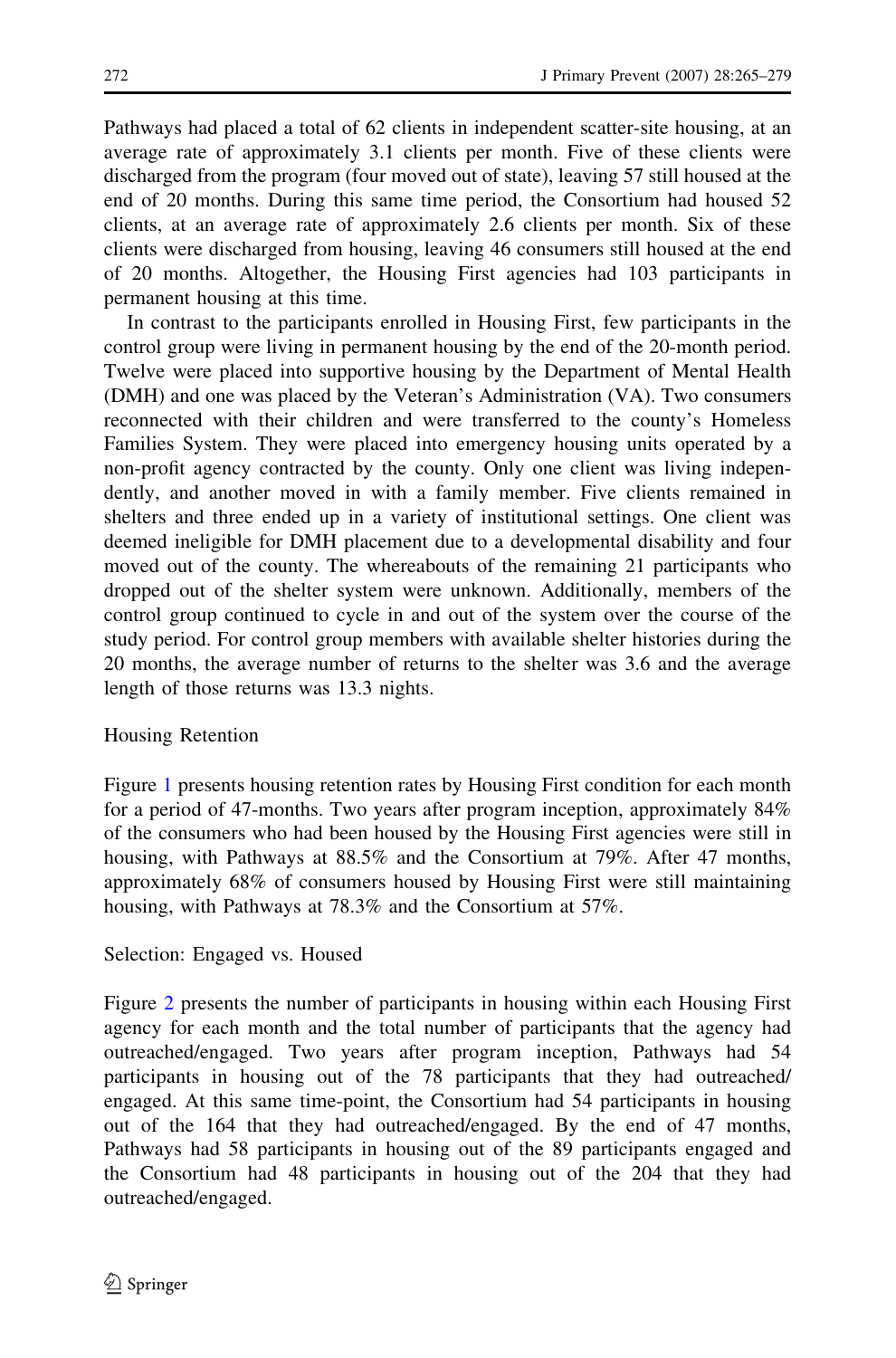Pathways had placed a total of 62 clients in independent scatter-site housing, at an average rate of approximately 3.1 clients per month. Five of these clients were discharged from the program (four moved out of state), leaving 57 still housed at the end of 20 months. During this same time period, the Consortium had housed 52 clients, at an average rate of approximately 2.6 clients per month. Six of these clients were discharged from housing, leaving 46 consumers still housed at the end of 20 months. Altogether, the Housing First agencies had 103 participants in permanent housing at this time.

In contrast to the participants enrolled in Housing First, few participants in the control group were living in permanent housing by the end of the 20-month period. Twelve were placed into supportive housing by the Department of Mental Health (DMH) and one was placed by the Veteran's Administration (VA). Two consumers reconnected with their children and were transferred to the county's Homeless Families System. They were placed into emergency housing units operated by a non-profit agency contracted by the county. Only one client was living independently, and another moved in with a family member. Five clients remained in shelters and three ended up in a variety of institutional settings. One client was deemed ineligible for DMH placement due to a developmental disability and four moved out of the county. The whereabouts of the remaining 21 participants who dropped out of the shelter system were unknown. Additionally, members of the control group continued to cycle in and out of the system over the course of the study period. For control group members with available shelter histories during the 20 months, the average number of returns to the shelter was 3.6 and the average length of those returns was 13.3 nights.

### Housing Retention

Figure 1 presents housing retention rates by Housing First condition for each month for a period of 47-months. Two years after program inception, approximately 84% of the consumers who had been housed by the Housing First agencies were still in housing, with Pathways at 88.5% and the Consortium at 79%. After 47 months, approximately 68% of consumers housed by Housing First were still maintaining housing, with Pathways at 78.3% and the Consortium at 57%.

### Selection: Engaged vs. Housed

Figure 2 presents the number of participants in housing within each Housing First agency for each month and the total number of participants that the agency had outreached/engaged. Two years after program inception, Pathways had 54 participants in housing out of the 78 participants that they had outreached/engaged. At this same time-point, the Consortium had 54 participants in housing out of the 164 that they had outreached/engaged. By the end of 47 months, Pathways had 58 participants in housing out of the 89 participants engaged and the Consortium had 48 participants in housing out of the 204 that they had outreached/engaged.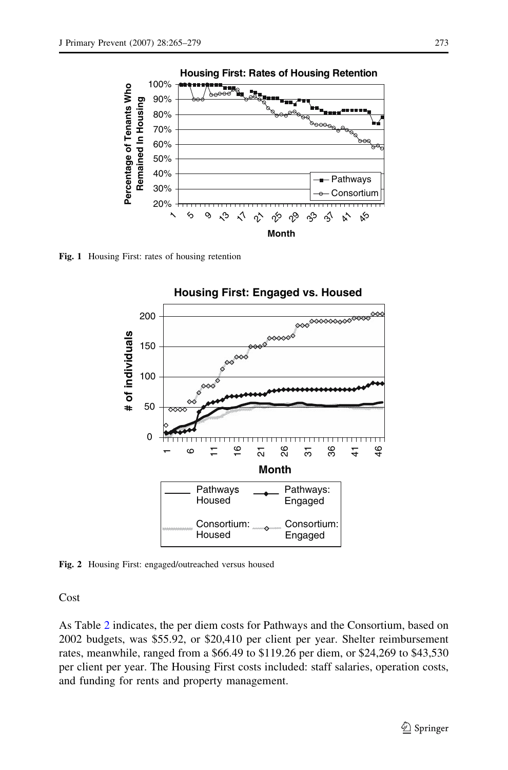Fig. 1 Housing First: rates of housing retention

Fig. 2 Housing First: engaged/outreached versus housed

Cost

As Table 2 indicates, the per diem costs for Pathways and the Consortium, based on 2002 budgets, was $55.92, or $20,410 per client per year. Shelter reimbursement rates, meanwhile, ranged from a $66.49 to $119.26 per diem, or $24,269 to $43,530 per client per year. The Housing First costs included: staff salaries, operation costs, and funding for rents and property management.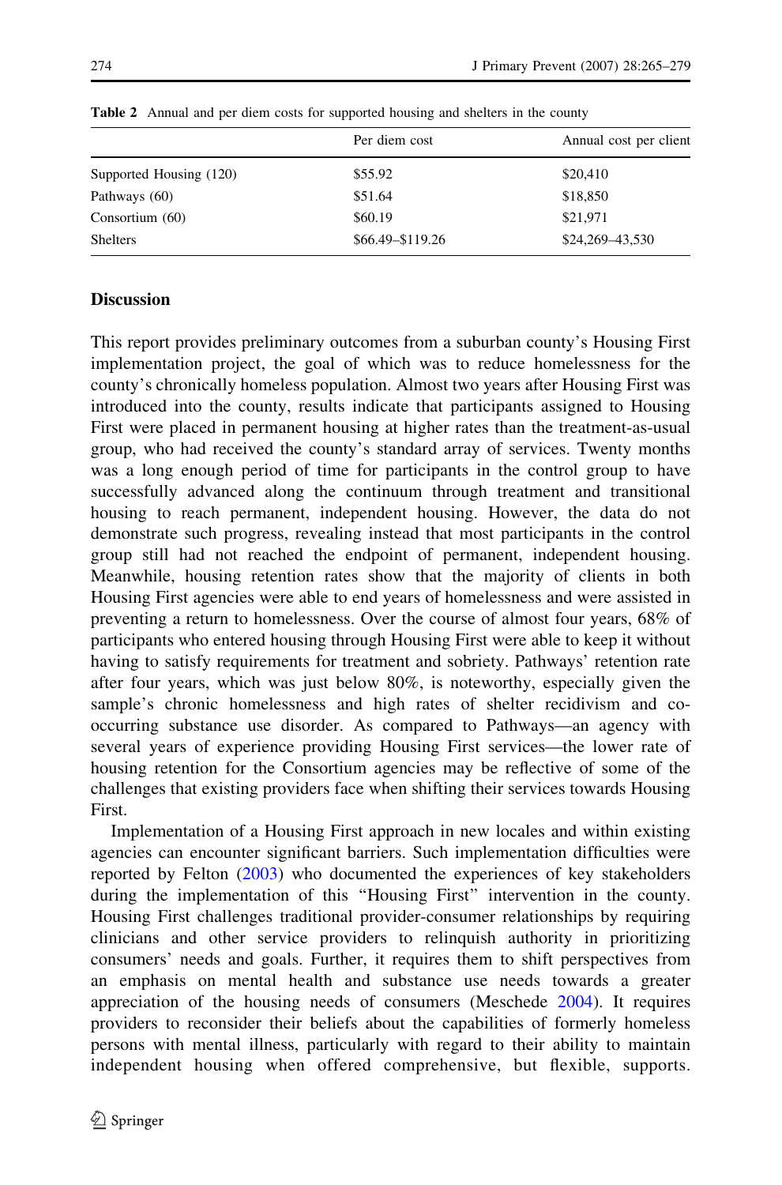**Table 2** Annual and per diem costs for supported housing and shelters in the county

| | Per diem cost | Annual cost per client |
|---|---|---|
| Supported Housing (120) | $55.92 | $20,410 |
| Pathways (60) | $51.64 | $18,850 |
| Consortium (60) | $60.19 | $21,971 |
| Shelters | $66.49–$119.26 | $24,269–43,530 |

## Discussion

This report provides preliminary outcomes from a suburban county's Housing First implementation project, the goal of which was to reduce homelessness for the county's chronically homeless population. Almost two years after Housing First was introduced into the county, results indicate that participants assigned to Housing First were placed in permanent housing at higher rates than the treatment-as-usual group, who had received the county's standard array of services. Twenty months was a long enough period of time for participants in the control group to have successfully advanced along the continuum through treatment and transitional housing to reach permanent, independent housing. However, the data do not demonstrate such progress, revealing instead that most participants in the control group still had not reached the endpoint of permanent, independent housing. Meanwhile, housing retention rates show that the majority of clients in both Housing First agencies were able to end years of homelessness and were assisted in preventing a return to homelessness. Over the course of almost four years, 68% of participants who entered housing through Housing First were able to keep it without having to satisfy requirements for treatment and sobriety. Pathways' retention rate after four years, which was just below 80%, is noteworthy, especially given the sample's chronic homelessness and high rates of shelter recidivism and co-occurring substance use disorder. As compared to Pathways—an agency with several years of experience providing Housing First services—the lower rate of housing retention for the Consortium agencies may be reflective of some of the challenges that existing providers face when shifting their services towards Housing First.

Implementation of a Housing First approach in new locales and within existing agencies can encounter significant barriers. Such implementation difficulties were reported by Felton (2003) who documented the experiences of key stakeholders during the implementation of this "Housing First" intervention in the county. Housing First challenges traditional provider-consumer relationships by requiring clinicians and other service providers to relinquish authority in prioritizing consumers' needs and goals. Further, it requires them to shift perspectives from an emphasis on mental health and substance use needs towards a greater appreciation of the housing needs of consumers (Meschede 2004). It requires providers to reconsider their beliefs about the capabilities of formerly homeless persons with mental illness, particularly with regard to their ability to maintain independent housing when offered comprehensive, but flexible, supports.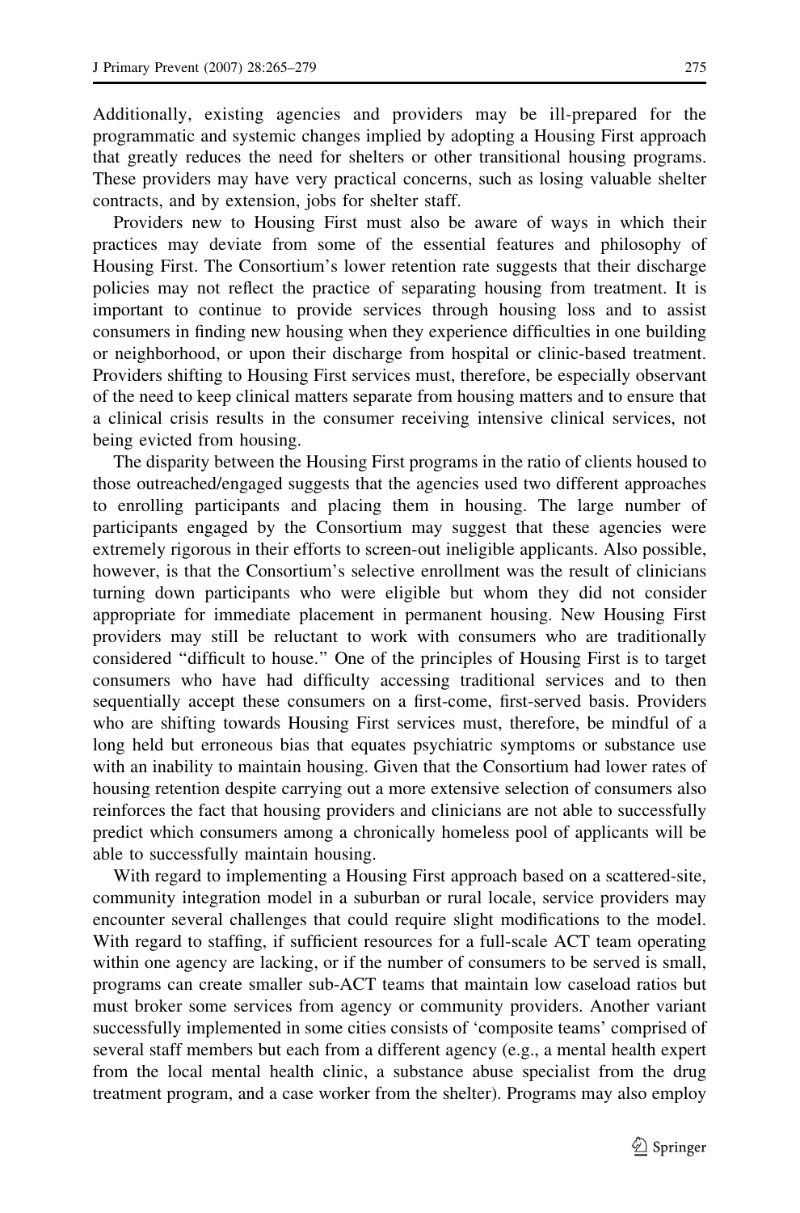Additionally, existing agencies and providers may be ill-prepared for the programmatic and systemic changes implied by adopting a Housing First approach that greatly reduces the need for shelters or other transitional housing programs. These providers may have very practical concerns, such as losing valuable shelter contracts, and by extension, jobs for shelter staff.

Providers new to Housing First must also be aware of ways in which their practices may deviate from some of the essential features and philosophy of Housing First. The Consortium's lower retention rate suggests that their discharge policies may not reflect the practice of separating housing from treatment. It is important to continue to provide services through housing loss and to assist consumers in finding new housing when they experience difficulties in one building or neighborhood, or upon their discharge from hospital or clinic-based treatment. Providers shifting to Housing First services must, therefore, be especially observant of the need to keep clinical matters separate from housing matters and to ensure that a clinical crisis results in the consumer receiving intensive clinical services, not being evicted from housing.

The disparity between the Housing First programs in the ratio of clients housed to those outreached/engaged suggests that the agencies used two different approaches to enrolling participants and placing them in housing. The large number of participants engaged by the Consortium may suggest that these agencies were extremely rigorous in their efforts to screen-out ineligible applicants. Also possible, however, is that the Consortium's selective enrollment was the result of clinicians turning down participants who were eligible but whom they did not consider appropriate for immediate placement in permanent housing. New Housing First providers may still be reluctant to work with consumers who are traditionally considered "difficult to house." One of the principles of Housing First is to target consumers who have had difficulty accessing traditional services and to then sequentially accept these consumers on a first-come, first-served basis. Providers who are shifting towards Housing First services must, therefore, be mindful of a long held but erroneous bias that equates psychiatric symptoms or substance use with an inability to maintain housing. Given that the Consortium had lower rates of housing retention despite carrying out a more extensive selection of consumers also reinforces the fact that housing providers and clinicians are not able to successfully predict which consumers among a chronically homeless pool of applicants will be able to successfully maintain housing.

With regard to implementing a Housing First approach based on a scattered-site, community integration model in a suburban or rural locale, service providers may encounter several challenges that could require slight modifications to the model. With regard to staffing, if sufficient resources for a full-scale ACT team operating within one agency are lacking, or if the number of consumers to be served is small, programs can create smaller sub-ACT teams that maintain low caseload ratios but must broker some services from agency or community providers. Another variant successfully implemented in some cities consists of 'composite teams' comprised of several staff members but each from a different agency (e.g., a mental health expert from the local mental health clinic, a substance abuse specialist from the drug treatment program, and a case worker from the shelter). Programs may also employ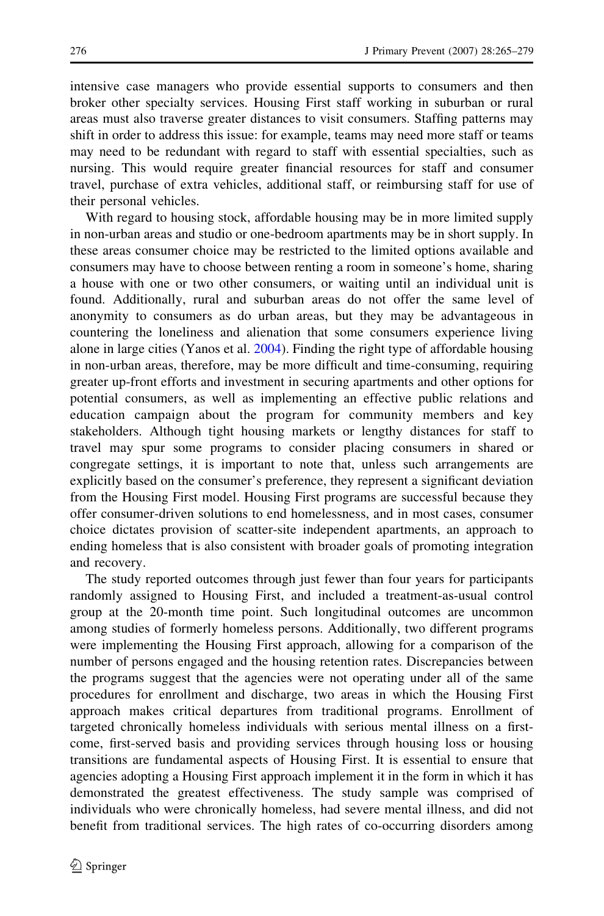intensive case managers who provide essential supports to consumers and then broker other specialty services. Housing First staff working in suburban or rural areas must also traverse greater distances to visit consumers. Staffing patterns may shift in order to address this issue: for example, teams may need more staff or teams may need to be redundant with regard to staff with essential specialties, such as nursing. This would require greater financial resources for staff and consumer travel, purchase of extra vehicles, additional staff, or reimbursing staff for use of their personal vehicles.

With regard to housing stock, affordable housing may be in more limited supply in non-urban areas and studio or one-bedroom apartments may be in short supply. In these areas consumer choice may be restricted to the limited options available and consumers may have to choose between renting a room in someone's home, sharing a house with one or two other consumers, or waiting until an individual unit is found. Additionally, rural and suburban areas do not offer the same level of anonymity to consumers as do urban areas, but they may be advantageous in countering the loneliness and alienation that some consumers experience living alone in large cities (Yanos et al. 2004). Finding the right type of affordable housing in non-urban areas, therefore, may be more difficult and time-consuming, requiring greater up-front efforts and investment in securing apartments and other options for potential consumers, as well as implementing an effective public relations and education campaign about the program for community members and key stakeholders. Although tight housing markets or lengthy distances for staff to travel may spur some programs to consider placing consumers in shared or congregate settings, it is important to note that, unless such arrangements are explicitly based on the consumer's preference, they represent a significant deviation from the Housing First model. Housing First programs are successful because they offer consumer-driven solutions to end homelessness, and in most cases, consumer choice dictates provision of scatter-site independent apartments, an approach to ending homeless that is also consistent with broader goals of promoting integration and recovery.

The study reported outcomes through just fewer than four years for participants randomly assigned to Housing First, and included a treatment-as-usual control group at the 20-month time point. Such longitudinal outcomes are uncommon among studies of formerly homeless persons. Additionally, two different programs were implementing the Housing First approach, allowing for a comparison of the number of persons engaged and the housing retention rates. Discrepancies between the programs suggest that the agencies were not operating under all of the same procedures for enrollment and discharge, two areas in which the Housing First approach makes critical departures from traditional programs. Enrollment of targeted chronically homeless individuals with serious mental illness on a first-come, first-served basis and providing services through housing loss or housing transitions are fundamental aspects of Housing First. It is essential to ensure that agencies adopting a Housing First approach implement it in the form in which it has demonstrated the greatest effectiveness. The study sample was comprised of individuals who were chronically homeless, had severe mental illness, and did not benefit from traditional services. The high rates of co-occurring disorders among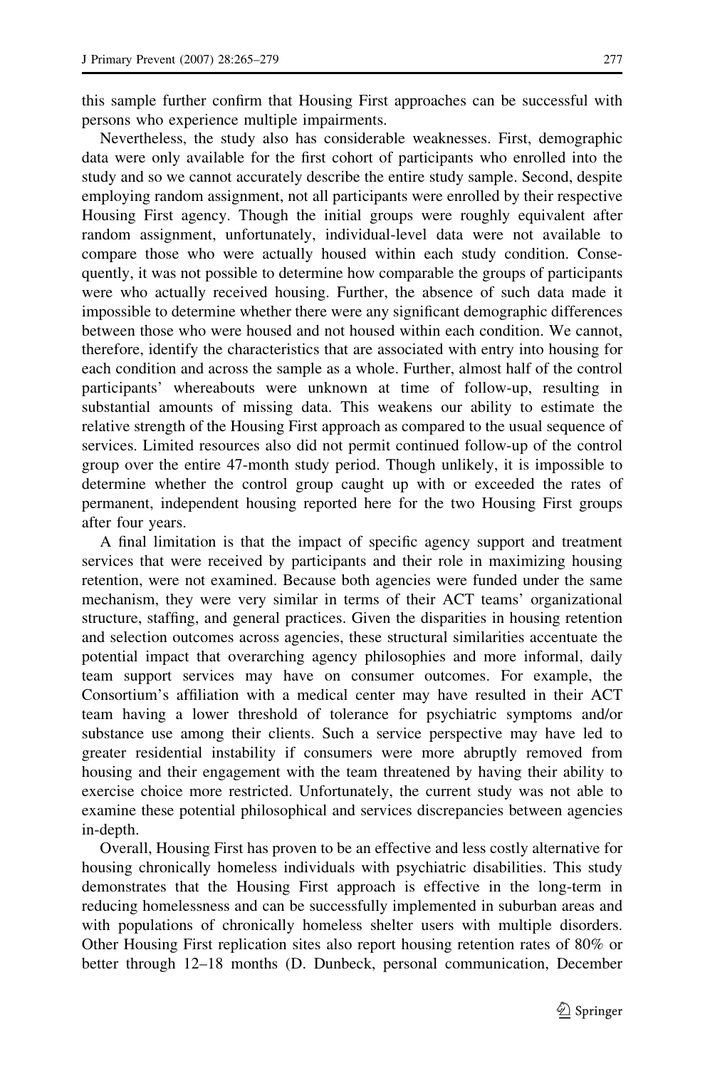this sample further confirm that Housing First approaches can be successful with persons who experience multiple impairments.

Nevertheless, the study also has considerable weaknesses. First, demographic data were only available for the first cohort of participants who enrolled into the study and so we cannot accurately describe the entire study sample. Second, despite employing random assignment, not all participants were enrolled by their respective Housing First agency. Though the initial groups were roughly equivalent after random assignment, unfortunately, individual-level data were not available to compare those who were actually housed within each study condition. Consequently, it was not possible to determine how comparable the groups of participants were who actually received housing. Further, the absence of such data made it impossible to determine whether there were any significant demographic differences between those who were housed and not housed within each condition. We cannot, therefore, identify the characteristics that are associated with entry into housing for each condition and across the sample as a whole. Further, almost half of the control participants' whereabouts were unknown at time of follow-up, resulting in substantial amounts of missing data. This weakens our ability to estimate the relative strength of the Housing First approach as compared to the usual sequence of services. Limited resources also did not permit continued follow-up of the control group over the entire 47-month study period. Though unlikely, it is impossible to determine whether the control group caught up with or exceeded the rates of permanent, independent housing reported here for the two Housing First groups after four years.

A final limitation is that the impact of specific agency support and treatment services that were received by participants and their role in maximizing housing retention, were not examined. Because both agencies were funded under the same mechanism, they were very similar in terms of their ACT teams' organizational structure, staffing, and general practices. Given the disparities in housing retention and selection outcomes across agencies, these structural similarities accentuate the potential impact that overarching agency philosophies and more informal, daily team support services may have on consumer outcomes. For example, the Consortium's affiliation with a medical center may have resulted in their ACT team having a lower threshold of tolerance for psychiatric symptoms and/or substance use among their clients. Such a service perspective may have led to greater residential instability if consumers were more abruptly removed from housing and their engagement with the team threatened by having their ability to exercise choice more restricted. Unfortunately, the current study was not able to examine these potential philosophical and services discrepancies between agencies in-depth.

Overall, Housing First has proven to be an effective and less costly alternative for housing chronically homeless individuals with psychiatric disabilities. This study demonstrates that the Housing First approach is effective in the long-term in reducing homelessness and can be successfully implemented in suburban areas and with populations of chronically homeless shelter users with multiple disorders. Other Housing First replication sites also report housing retention rates of 80% or better through 12–18 months (D. Dunbeck, personal communication, December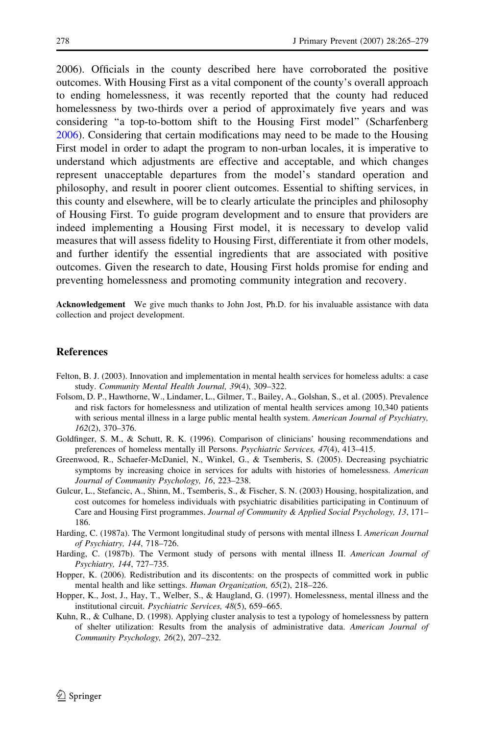2006). Officials in the county described here have corroborated the positive outcomes. With Housing First as a vital component of the county's overall approach to ending homelessness, it was recently reported that the county had reduced homelessness by two-thirds over a period of approximately five years and was considering "a top-to-bottom shift to the Housing First model" (Scharfenberg 2006). Considering that certain modifications may need to be made to the Housing First model in order to adapt the program to non-urban locales, it is imperative to understand which adjustments are effective and acceptable, and which changes represent unacceptable departures from the model's standard operation and philosophy, and result in poorer client outcomes. Essential to shifting services, in this county and elsewhere, will be to clearly articulate the principles and philosophy of Housing First. To guide program development and to ensure that providers are indeed implementing a Housing First model, it is necessary to develop valid measures that will assess fidelity to Housing First, differentiate it from other models, and further identify the essential ingredients that are associated with positive outcomes. Given the research to date, Housing First holds promise for ending and preventing homelessness and promoting community integration and recovery.

**Acknowledgement** We give much thanks to John Jost, Ph.D. for his invaluable assistance with data collection and project development.

## References

Felton, B. J. (2003). Innovation and implementation in mental health services for homeless adults: a case study. *Community Mental Health Journal, 39*(4), 309–322.

Folsom, D. P., Hawthorne, W., Lindamer, L., Gilmer, T., Bailey, A., Golshan, S., et al. (2005). Prevalence and risk factors for homelessness and utilization of mental health services among 10,340 patients with serious mental illness in a large public mental health system. *American Journal of Psychiatry, 162*(2), 370–376.

Goldfinger, S. M., & Schutt, R. K. (1996). Comparison of clinicians' housing recommendations and preferences of homeless mentally ill Persons. *Psychiatric Services, 47*(4), 413–415.

Greenwood, R., Schaefer-McDaniel, N., Winkel, G., & Tsemberis, S. (2005). Decreasing psychiatric symptoms by increasing choice in services for adults with histories of homelessness. *American Journal of Community Psychology, 16*, 223–238.

Gulcur, L., Stefancic, A., Shinn, M., Tsemberis, S., & Fischer, S. N. (2003) Housing, hospitalization, and cost outcomes for homeless individuals with psychiatric disabilities participating in Continuum of Care and Housing First programmes. *Journal of Community & Applied Social Psychology, 13*, 171–186.

Harding, C. (1987a). The Vermont longitudinal study of persons with mental illness I. *American Journal of Psychiatry, 144*, 718–726.

Harding, C. (1987b). The Vermont study of persons with mental illness II. *American Journal of Psychiatry, 144*, 727–735.

Hopper, K. (2006). Redistribution and its discontents: on the prospects of committed work in public mental health and like settings. *Human Organization, 65*(2), 218–226.

Hopper, K., Jost, J., Hay, T., Welber, S., & Haugland, G. (1997). Homelessness, mental illness and the institutional circuit. *Psychiatric Services, 48*(5), 659–665.

Kuhn, R., & Culhane, D. (1998). Applying cluster analysis to test a typology of homelessness by pattern of shelter utilization: Results from the analysis of administrative data. *American Journal of Community Psychology, 26*(2), 207–232.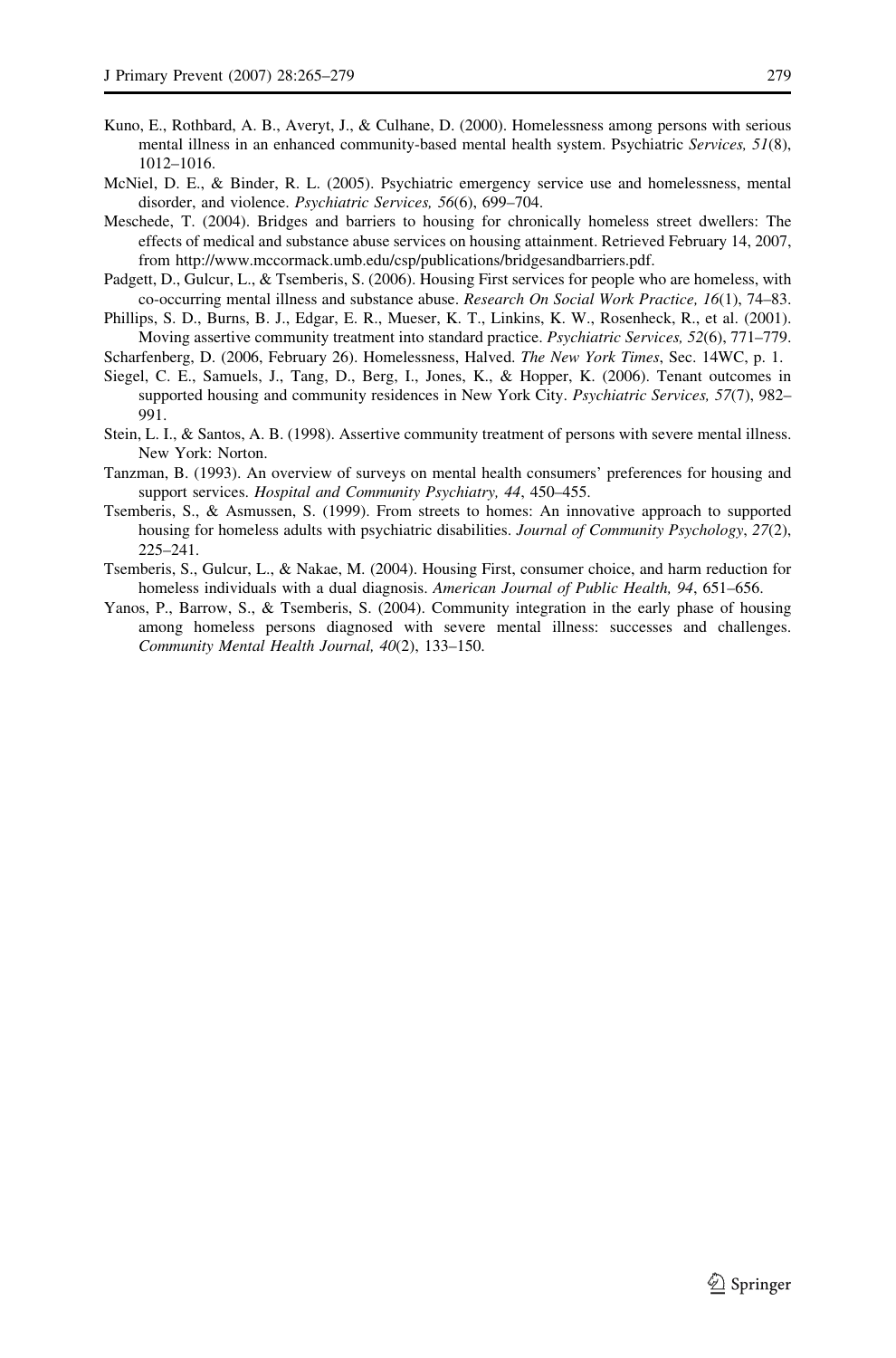Kuno, E., Rothbard, A. B., Averyt, J., & Culhane, D. (2000). Homelessness among persons with serious mental illness in an enhanced community-based mental health system. Psychiatric *Services, 51*(8), 1012–1016.

McNiel, D. E., & Binder, R. L. (2005). Psychiatric emergency service use and homelessness, mental disorder, and violence. *Psychiatric Services, 56*(6), 699–704.

Meschede, T. (2004). Bridges and barriers to housing for chronically homeless street dwellers: The effects of medical and substance abuse services on housing attainment. Retrieved February 14, 2007, from http://www.mccormack.umb.edu/csp/publications/bridgesandbarriers.pdf.

Padgett, D., Gulcur, L., & Tsemberis, S. (2006). Housing First services for people who are homeless, with co-occurring mental illness and substance abuse. *Research On Social Work Practice, 16*(1), 74–83.

Phillips, S. D., Burns, B. J., Edgar, E. R., Mueser, K. T., Linkins, K. W., Rosenheck, R., et al. (2001). Moving assertive community treatment into standard practice. *Psychiatric Services, 52*(6), 771–779.

Scharfenberg, D. (2006, February 26). Homelessness, Halved. *The New York Times*, Sec. 14WC, p. 1.

Siegel, C. E., Samuels, J., Tang, D., Berg, I., Jones, K., & Hopper, K. (2006). Tenant outcomes in supported housing and community residences in New York City. *Psychiatric Services, 57*(7), 982–991.

Stein, L. I., & Santos, A. B. (1998). Assertive community treatment of persons with severe mental illness. New York: Norton.

Tanzman, B. (1993). An overview of surveys on mental health consumers' preferences for housing and support services. *Hospital and Community Psychiatry, 44*, 450–455.

Tsemberis, S., & Asmussen, S. (1999). From streets to homes: An innovative approach to supported housing for homeless adults with psychiatric disabilities. *Journal of Community Psychology*, *27*(2), 225–241.

Tsemberis, S., Gulcur, L., & Nakae, M. (2004). Housing First, consumer choice, and harm reduction for homeless individuals with a dual diagnosis. *American Journal of Public Health, 94*, 651–656.

Yanos, P., Barrow, S., & Tsemberis, S. (2004). Community integration in the early phase of housing among homeless persons diagnosed with severe mental illness: successes and challenges. *Community Mental Health Journal, 40*(2), 133–150.